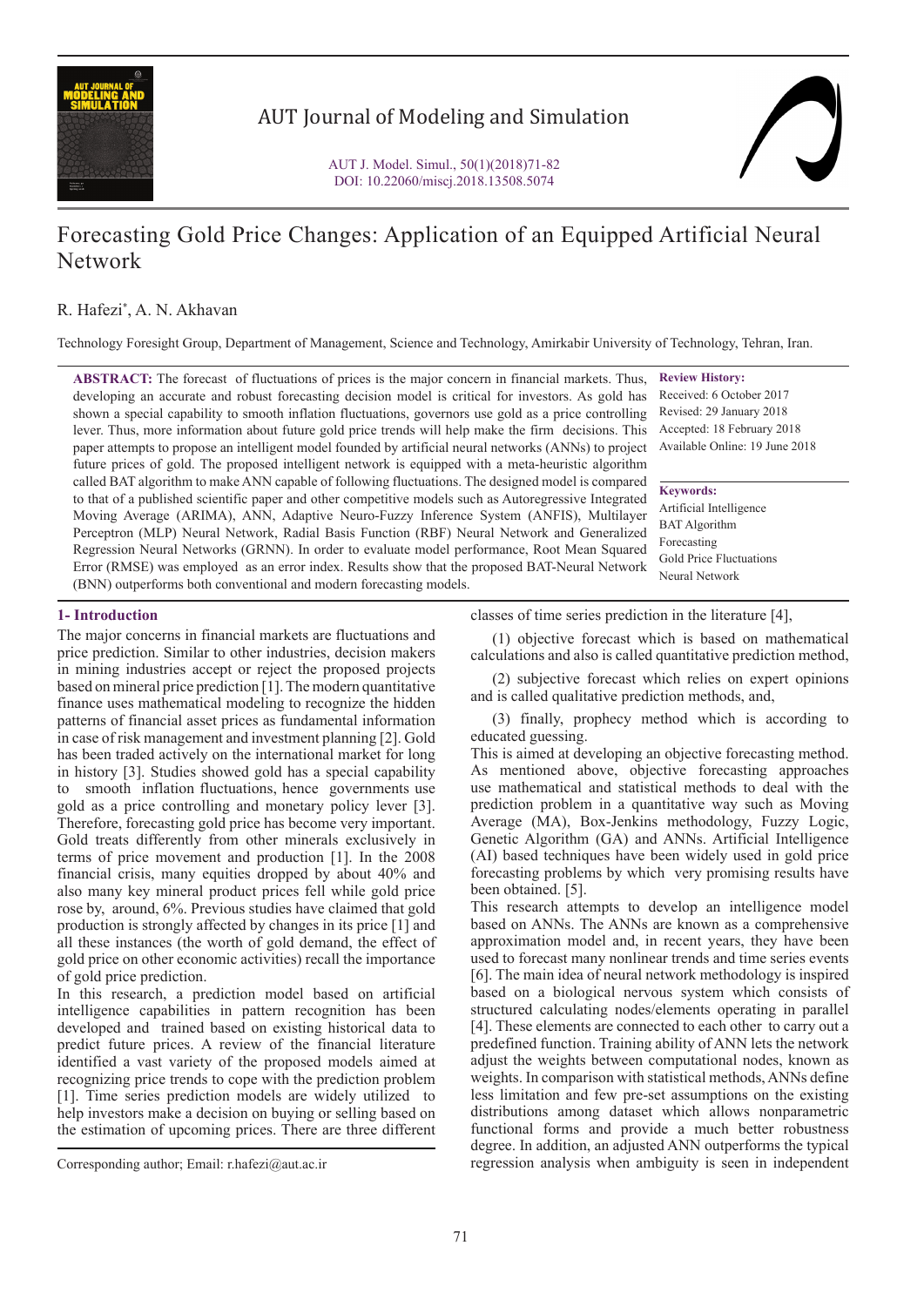# Forecasting Gold Price Changes: Application of an Equipped Artificial Neural Network

R. Hafezi*, A. N. Akhavan

Technology Foresight Group, Department of Management, Science and Technology, Amirkabir University of Technology, Tehran, Iran.

**ABSTRACT:** The forecast of fluctuations of prices is the major concern in financial markets. Thus, developing an accurate and robust forecasting decision model is critical for investors. As gold has shown a special capability to smooth inflation fluctuations, governors use gold as a price controlling lever. Thus, more information about future gold price trends will help make the firm decisions. This paper attempts to propose an intelligent model founded by artificial neural networks (ANNs) to project future prices of gold. The proposed intelligent network is equipped with a meta-heuristic algorithm called BAT algorithm to make ANN capable of following fluctuations. The designed model is compared to that of a published scientific paper and other competitive models such as Autoregressive Integrated Moving Average (ARIMA), ANN, Adaptive Neuro-Fuzzy Inference System (ANFIS), Multilayer Perceptron (MLP) Neural Network, Radial Basis Function (RBF) Neural Network and Generalized Regression Neural Networks (GRNN). In order to evaluate model performance, Root Mean Squared Error (RMSE) was employed as an error index. Results show that the proposed BAT-Neural Network (BNN) outperforms both conventional and modern forecasting models.

**Review History:**

Received: 6 October 2017
Revised: 29 January 2018
Accepted: 18 February 2018
Available Online: 19 June 2018

**Keywords:**

Artificial Intelligence
BAT Algorithm
Forecasting
Gold Price Fluctuations
Neural Network

## 1- Introduction

The major concerns in financial markets are fluctuations and price prediction. Similar to other industries, decision makers in mining industries accept or reject the proposed projects based on mineral price prediction [1]. The modern quantitative finance uses mathematical modeling to recognize the hidden patterns of financial asset prices as fundamental information in case of risk management and investment planning [2]. Gold has been traded actively on the international market for long in history [3]. Studies showed gold has a special capability to smooth inflation fluctuations, hence governments use gold as a price controlling and monetary policy lever [3]. Therefore, forecasting gold price has become very important. Gold treats differently from other minerals exclusively in terms of price movement and production [1]. In the 2008 financial crisis, many equities dropped by about 40% and also many key mineral product prices fell while gold price rose by, around, 6%. Previous studies have claimed that gold production is strongly affected by changes in its price [1] and all these instances (the worth of gold demand, the effect of gold price on other economic activities) recall the importance of gold price prediction.

In this research, a prediction model based on artificial intelligence capabilities in pattern recognition has been developed and trained based on existing historical data to predict future prices. A review of the financial literature identified a vast variety of the proposed models aimed at recognizing price trends to cope with the prediction problem [1]. Time series prediction models are widely utilized to help investors make a decision on buying or selling based on the estimation of upcoming prices. There are three different classes of time series prediction in the literature [4],

(1) objective forecast which is based on mathematical calculations and also is called quantitative prediction method,

(2) subjective forecast which relies on expert opinions and is called qualitative prediction methods, and,

(3) finally, prophecy method which is according to educated guessing.

This is aimed at developing an objective forecasting method. As mentioned above, objective forecasting approaches use mathematical and statistical methods to deal with the prediction problem in a quantitative way such as Moving Average (MA), Box-Jenkins methodology, Fuzzy Logic, Genetic Algorithm (GA) and ANNs. Artificial Intelligence (AI) based techniques have been widely used in gold price forecasting problems by which very promising results have been obtained. [5].

This research attempts to develop an intelligence model based on ANNs. The ANNs are known as a comprehensive approximation model and, in recent years, they have been used to forecast many nonlinear trends and time series events [6]. The main idea of neural network methodology is inspired based on a biological nervous system which consists of structured calculating nodes/elements operating in parallel [4]. These elements are connected to each other to carry out a predefined function. Training ability of ANN lets the network adjust the weights between computational nodes, known as weights. In comparison with statistical methods, ANNs define less limitation and few pre-set assumptions on the existing distributions among dataset which allows nonparametric functional forms and provide a much better robustness degree. In addition, an adjusted ANN outperforms the typical regression analysis when ambiguity is seen in independent

Corresponding author; Email: r.hafezi@aut.ac.ir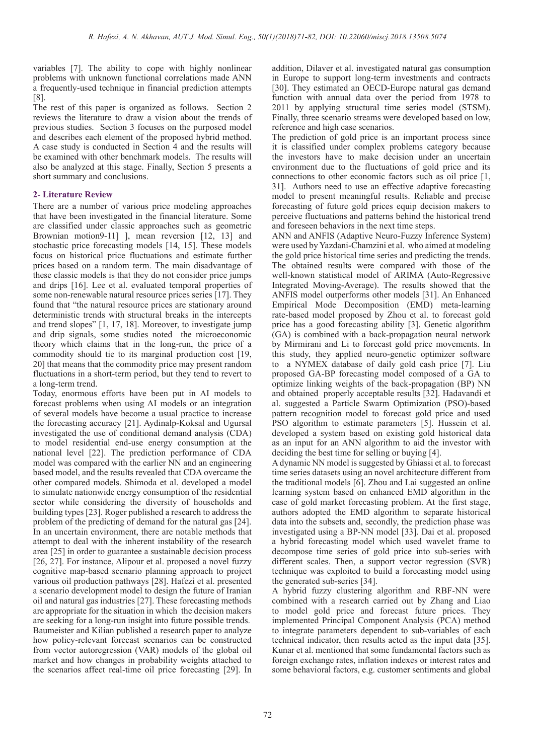variables [7]. The ability to cope with highly nonlinear problems with unknown functional correlations made ANN a frequently-used technique in financial prediction attempts [8].

The rest of this paper is organized as follows. Section 2 reviews the literature to draw a vision about the trends of previous studies. Section 3 focuses on the purposed model and describes each element of the proposed hybrid method. A case study is conducted in Section 4 and the results will be examined with other benchmark models. The results will also be analyzed at this stage. Finally, Section 5 presents a short summary and conclusions.

## 2- Literature Review

There are a number of various price modeling approaches that have been investigated in the financial literature. Some are classified under classic approaches such as geometric Brownian motion9-11] ], mean reversion [12, 13] and stochastic price forecasting models [14, 15]. These models focus on historical price fluctuations and estimate further prices based on a random term. The main disadvantage of these classic models is that they do not consider price jumps and drips [16]. Lee et al. evaluated temporal properties of some non-renewable natural resource prices series [17]. They found that "the natural resource prices are stationary around deterministic trends with structural breaks in the intercepts and trend slopes" [1, 17, 18]. Moreover, to investigate jump and drip signals, some studies noted the microeconomic theory which claims that in the long-run, the price of a commodity should tie to its marginal production cost [19, 20] that means that the commodity price may present random fluctuations in a short-term period, but they tend to revert to a long-term trend.

Today, enormous efforts have been put in AI models to forecast problems when using AI models or an integration of several models have become a usual practice to increase the forecasting accuracy [21]. Aydinalp-Koksal and Ugursal investigated the use of conditional demand analysis (CDA) to model residential end-use energy consumption at the national level [22]. The prediction performance of CDA model was compared with the earlier NN and an engineering based model, and the results revealed that CDA overcame the other compared models. Shimoda et al. developed a model to simulate nationwide energy consumption of the residential sector while considering the diversity of households and building types [23]. Roger published a research to address the problem of the predicting of demand for the natural gas [24]. In an uncertain environment, there are notable methods that attempt to deal with the inherent instability of the research area [25] in order to guarantee a sustainable decision process [26, 27]. For instance, Alipour et al. proposed a novel fuzzy cognitive map-based scenario planning approach to project various oil production pathways [28]. Hafezi et al. presented a scenario development model to design the future of Iranian oil and natural gas industries [27]. These forecasting methods are appropriate for the situation in which the decision makers are seeking for a long-run insight into future possible trends.

Baumeister and Kilian published a research paper to analyze how policy-relevant forecast scenarios can be constructed from vector autoregression (VAR) models of the global oil market and how changes in probability weights attached to the scenarios affect real-time oil price forecasting [29]. In addition, Dilaver et al. investigated natural gas consumption in Europe to support long-term investments and contracts [30]. They estimated an OECD-Europe natural gas demand function with annual data over the period from 1978 to 2011 by applying structural time series model (STSM). Finally, three scenario streams were developed based on low, reference and high case scenarios.

The prediction of gold price is an important process since it is classified under complex problems category because the investors have to make decision under an uncertain environment due to the fluctuations of gold price and its connections to other economic factors such as oil price [1, 31]. Authors need to use an effective adaptive forecasting model to present meaningful results. Reliable and precise forecasting of future gold prices equip decision makers to perceive fluctuations and patterns behind the historical trend and foreseen behaviors in the next time steps.

ANN and ANFIS (Adaptive Neuro-Fuzzy Inference System) were used by Yazdani-Chamzini et al. who aimed at modeling the gold price historical time series and predicting the trends. The obtained results were compared with those of the well-known statistical model of ARIMA (Auto-Regressive Integrated Moving-Average). The results showed that the ANFIS model outperforms other models [31]. An Enhanced Empirical Mode Decomposition (EMD) meta-learning rate-based model proposed by Zhou et al. to forecast gold price has a good forecasting ability [3]. Genetic algorithm (GA) is combined with a back-propagation neural network by Mirmirani and Li to forecast gold price movements. In this study, they applied neuro-genetic optimizer software to a NYMEX database of daily gold cash price [7]. Liu proposed GA-BP forecasting model composed of a GA to optimize linking weights of the back-propagation (BP) NN and obtained properly acceptable results [32]. Hadavandi et al. suggested a Particle Swarm Optimization (PSO)-based pattern recognition model to forecast gold price and used PSO algorithm to estimate parameters [5]. Hussein et al. developed a system based on existing gold historical data as an input for an ANN algorithm to aid the investor with deciding the best time for selling or buying [4].

A dynamic NN model is suggested by Ghiassi et al. to forecast time series datasets using an novel architecture different from the traditional models [6]. Zhou and Lai suggested an online learning system based on enhanced EMD algorithm in the case of gold market forecasting problem. At the first stage, authors adopted the EMD algorithm to separate historical data into the subsets and, secondly, the prediction phase was investigated using a BP-NN model [33]. Dai et al. proposed a hybrid forecasting model which used wavelet frame to decompose time series of gold price into sub-series with different scales. Then, a support vector regression (SVR) technique was exploited to build a forecasting model using the generated sub-series [34].

A hybrid fuzzy clustering algorithm and RBF-NN were combined with a research carried out by Zhang and Liao to model gold price and forecast future prices. They implemented Principal Component Analysis (PCA) method to integrate parameters dependent to sub-variables of each technical indicator, then results acted as the input data [35]. Kunar et al. mentioned that some fundamental factors such as foreign exchange rates, inflation indexes or interest rates and some behavioral factors, e.g. customer sentiments and global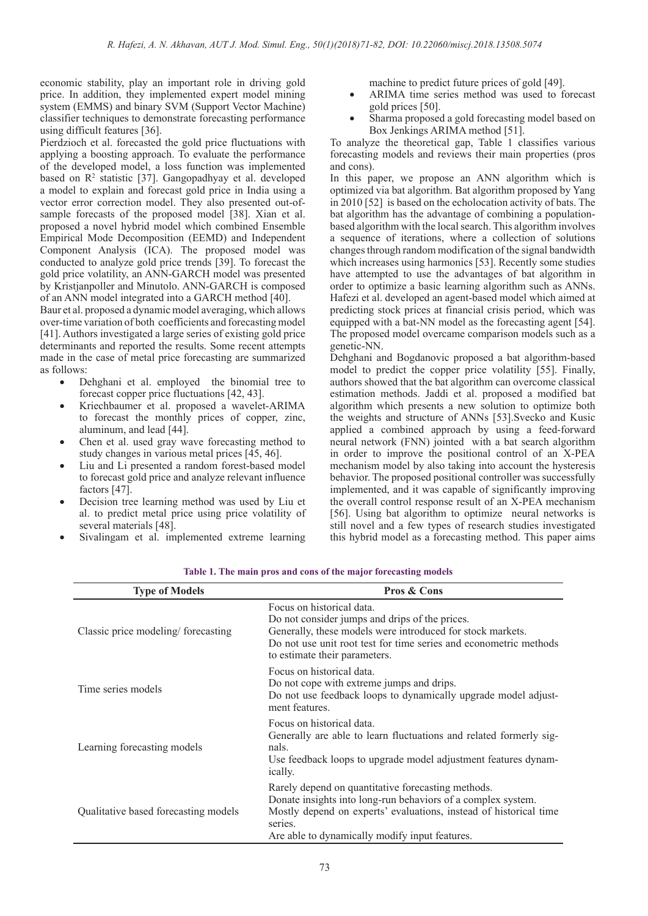economic stability, play an important role in driving gold price. In addition, they implemented expert model mining system (EMMS) and binary SVM (Support Vector Machine) classifier techniques to demonstrate forecasting performance using difficult features [36].

Pierdzioch et al. forecasted the gold price fluctuations with applying a boosting approach. To evaluate the performance of the developed model, a loss function was implemented based on $R^2$ statistic [37]. Gangopadhyay et al. developed a model to explain and forecast gold price in India using a vector error correction model. They also presented out-of-sample forecasts of the proposed model [38]. Xian et al. proposed a novel hybrid model which combined Ensemble Empirical Mode Decomposition (EEMD) and Independent Component Analysis (ICA). The proposed model was conducted to analyze gold price trends [39]. To forecast the gold price volatility, an ANN-GARCH model was presented by Kristjanpoller and Minutolo. ANN-GARCH is composed of an ANN model integrated into a GARCH method [40].

Baur et al. proposed a dynamic model averaging, which allows over-time variation of both coefficients and forecasting model [41]. Authors investigated a large series of existing gold price determinants and reported the results. Some recent attempts made in the case of metal price forecasting are summarized as follows:

- Dehghani et al. employed the binomial tree to forecast copper price fluctuations [42, 43].
- Kriechbaumer et al. proposed a wavelet-ARIMA to forecast the monthly prices of copper, zinc, aluminum, and lead [44].
- Chen et al. used gray wave forecasting method to study changes in various metal prices [45, 46].
- Liu and Li presented a random forest-based model to forecast gold price and analyze relevant influence factors [47].
- Decision tree learning method was used by Liu et al. to predict metal price using price volatility of several materials [48].
- Sivalingam et al. implemented extreme learning machine to predict future prices of gold [49].
- ARIMA time series method was used to forecast gold prices [50].
- Sharma proposed a gold forecasting model based on Box Jenkings ARIMA method [51].

To analyze the theoretical gap, Table 1 classifies various forecasting models and reviews their main properties (pros and cons).

In this paper, we propose an ANN algorithm which is optimized via bat algorithm. Bat algorithm proposed by Yang in 2010 [52] is based on the echolocation activity of bats. The bat algorithm has the advantage of combining a population-based algorithm with the local search. This algorithm involves a sequence of iterations, where a collection of solutions changes through random modification of the signal bandwidth which increases using harmonics [53]. Recently some studies have attempted to use the advantages of bat algorithm in order to optimize a basic learning algorithm such as ANNs. Hafezi et al. developed an agent-based model which aimed at predicting stock prices at financial crisis period, which was equipped with a bat-NN model as the forecasting agent [54]. The proposed model overcame comparison models such as a genetic-NN.

Dehghani and Bogdanovic proposed a bat algorithm-based model to predict the copper price volatility [55]. Finally, authors showed that the bat algorithm can overcome classical estimation methods. Jaddi et al. proposed a modified bat algorithm which presents a new solution to optimize both the weights and structure of ANNs [53].Svecko and Kusic applied a combined approach by using a feed-forward neural network (FNN) jointed with a bat search algorithm in order to improve the positional control of an X-PEA mechanism model by also taking into account the hysteresis behavior. The proposed positional controller was successfully implemented, and it was capable of significantly improving the overall control response result of an X-PEA mechanism [56]. Using bat algorithm to optimize neural networks is still novel and a few types of research studies investigated this hybrid model as a forecasting method. This paper aims

**Table 1. The main pros and cons of the major forecasting models**

| Type of Models | Pros & Cons |
|---|---|
| Classic price modeling/ forecasting | Focus on historical data.<br>Do not consider jumps and drips of the prices.<br>Generally, these models were introduced for stock markets.<br>Do not use unit root test for time series and econometric methods to estimate their parameters. |
| Time series models | Focus on historical data.<br>Do not cope with extreme jumps and drips.<br>Do not use feedback loops to dynamically upgrade model adjustment features. |
| Learning forecasting models | Focus on historical data.<br>Generally are able to learn fluctuations and related formerly signals.<br>Use feedback loops to upgrade model adjustment features dynamically. |
| Qualitative based forecasting models | Rarely depend on quantitative forecasting methods.<br>Donate insights into long-run behaviors of a complex system.<br>Mostly depend on experts' evaluations, instead of historical time series.<br>Are able to dynamically modify input features. |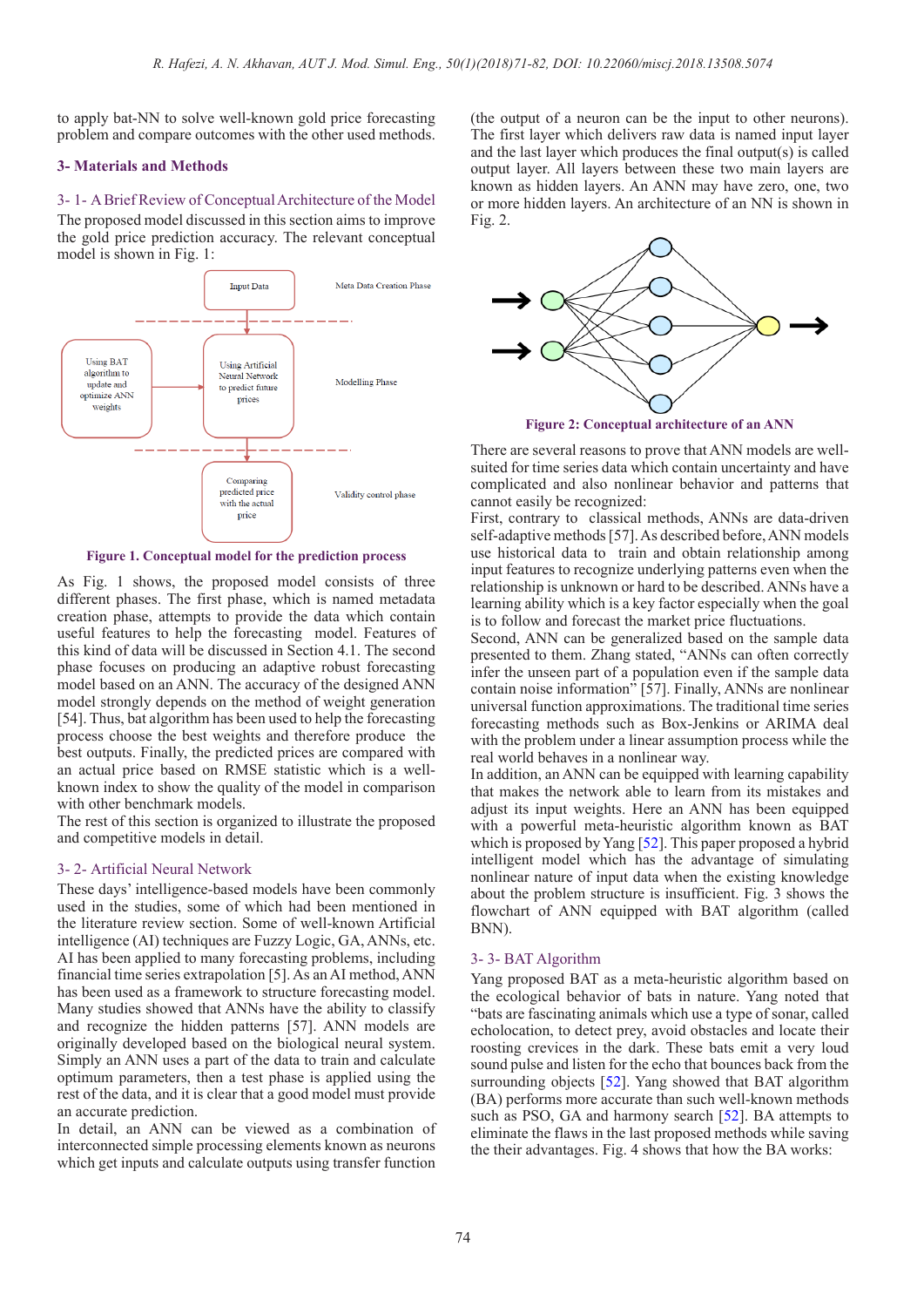to apply bat-NN to solve well-known gold price forecasting problem and compare outcomes with the other used methods.

## 3- Materials and Methods

### 3- 1- A Brief Review of Conceptual Architecture of the Model

The proposed model discussed in this section aims to improve the gold price prediction accuracy. The relevant conceptual model is shown in Fig. 1:

Input Data

Meta Data Creation Phase

Using BAT algorithm to update and optimize ANN weights

Using Artificial Neural Network to predict future prices

Modelling Phase

Comparing predicted price with the actual price

Validity control phase

**Figure 1. Conceptual model for the prediction process**

As Fig. 1 shows, the proposed model consists of three different phases. The first phase, which is named metadata creation phase, attempts to provide the data which contain useful features to help the forecasting model. Features of this kind of data will be discussed in Section 4.1. The second phase focuses on producing an adaptive robust forecasting model based on an ANN. The accuracy of the designed ANN model strongly depends on the method of weight generation [54]. Thus, bat algorithm has been used to help the forecasting process choose the best weights and therefore produce the best outputs. Finally, the predicted prices are compared with an actual price based on RMSE statistic which is a well-known index to show the quality of the model in comparison with other benchmark models.

The rest of this section is organized to illustrate the proposed and competitive models in detail.

### 3- 2- Artificial Neural Network

These days' intelligence-based models have been commonly used in the studies, some of which had been mentioned in the literature review section. Some of well-known Artificial intelligence (AI) techniques are Fuzzy Logic, GA, ANNs, etc. AI has been applied to many forecasting problems, including financial time series extrapolation [5]. As an AI method, ANN has been used as a framework to structure forecasting model. Many studies showed that ANNs have the ability to classify and recognize the hidden patterns [57]. ANN models are originally developed based on the biological neural system. Simply an ANN uses a part of the data to train and calculate optimum parameters, then a test phase is applied using the rest of the data, and it is clear that a good model must provide an accurate prediction.

In detail, an ANN can be viewed as a combination of interconnected simple processing elements known as neurons which get inputs and calculate outputs using transfer function (the output of a neuron can be the input to other neurons). The first layer which delivers raw data is named input layer and the last layer which produces the final output(s) is called output layer. All layers between these two main layers are known as hidden layers. An ANN may have zero, one, two or more hidden layers. An architecture of an NN is shown in Fig. 2.

**Figure 2: Conceptual architecture of an ANN**

There are several reasons to prove that ANN models are well-suited for time series data which contain uncertainty and have complicated and also nonlinear behavior and patterns that cannot easily be recognized:

First, contrary to classical methods, ANNs are data-driven self-adaptive methods [57]. As described before, ANN models use historical data to train and obtain relationship among input features to recognize underlying patterns even when the relationship is unknown or hard to be described. ANNs have a learning ability which is a key factor especially when the goal is to follow and forecast the market price fluctuations.

Second, ANN can be generalized based on the sample data presented to them. Zhang stated, "ANNs can often correctly infer the unseen part of a population even if the sample data contain noise information" [57]. Finally, ANNs are nonlinear universal function approximations. The traditional time series forecasting methods such as Box-Jenkins or ARIMA deal with the problem under a linear assumption process while the real world behaves in a nonlinear way.

In addition, an ANN can be equipped with learning capability that makes the network able to learn from its mistakes and adjust its input weights. Here an ANN has been equipped with a powerful meta-heuristic algorithm known as BAT which is proposed by Yang [52]. This paper proposed a hybrid intelligent model which has the advantage of simulating nonlinear nature of input data when the existing knowledge about the problem structure is insufficient. Fig. 3 shows the flowchart of ANN equipped with BAT algorithm (called BNN).

### 3- 3- BAT Algorithm

Yang proposed BAT as a meta-heuristic algorithm based on the ecological behavior of bats in nature. Yang noted that "bats are fascinating animals which use a type of sonar, called echolocation, to detect prey, avoid obstacles and locate their roosting crevices in the dark. These bats emit a very loud sound pulse and listen for the echo that bounces back from the surrounding objects [52]. Yang showed that BAT algorithm (BA) performs more accurate than such well-known methods such as PSO, GA and harmony search [52]. BA attempts to eliminate the flaws in the last proposed methods while saving the their advantages. Fig. 4 shows that how the BA works: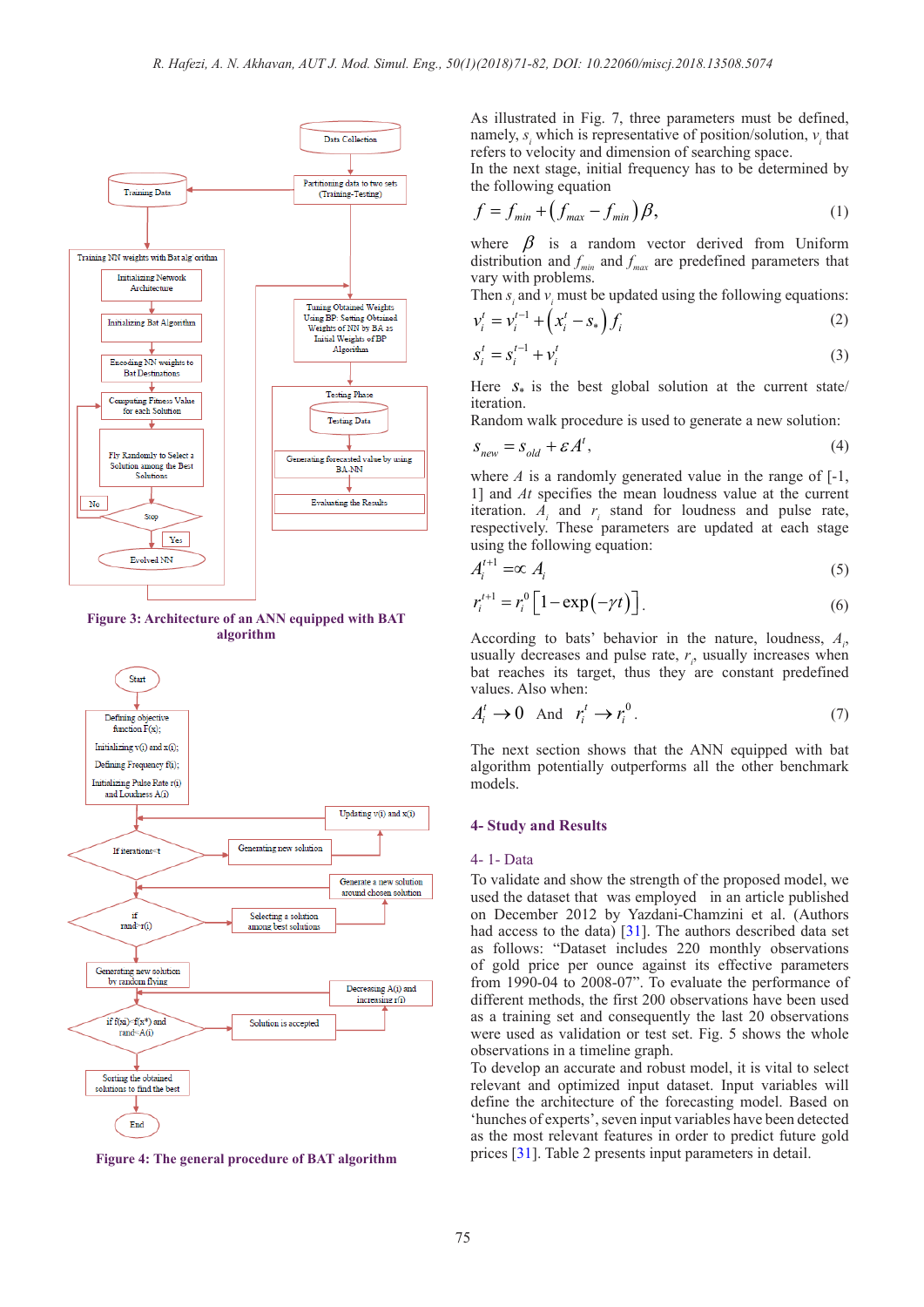Figure 3: Architecture of an ANN equipped with BAT algorithm

Figure 4: The general procedure of BAT algorithm

As illustrated in Fig. 7, three parameters must be defined, namely, $s_i$ which is representative of position/solution, $v_i$ that refers to velocity and dimension of searching space.

In the next stage, initial frequency has to be determined by the following equation

$$f = f_{min} + \left(f_{max} - f_{min}\right)\beta, \tag{1}$$

where $\beta$ is a random vector derived from Uniform distribution and $f_{min}$ and $f_{max}$ are predefined parameters that vary with problems.

Then $s_i$ and $v_i$ must be updated using the following equations:

$$v_i^t = v_i^{t-1} + \left(x_i^t - s_*\right) f_i \tag{2}$$

$$s_i^t = s_i^{t-1} + v_i^t \tag{3}$$

Here $s_*$ is the best global solution at the current state/iteration.

Random walk procedure is used to generate a new solution:

$$s_{new} = s_{old} + \varepsilon A^t, \tag{4}$$

where $A$ is a randomly generated value in the range of [-1, 1] and $At$ specifies the mean loudness value at the current iteration. $A_i$ and $r_i$ stand for loudness and pulse rate, respectively. These parameters are updated at each stage using the following equation:

$$A_i^{t+1} = \propto A_i \tag{5}$$

$$r_i^{t+1} = r_i^0\left[1 - \exp\left(-\gamma t\right)\right]. \tag{6}$$

According to bats' behavior in the nature, loudness, $A_i$, usually decreases and pulse rate, $r_i$, usually increases when bat reaches its target, thus they are constant predefined values. Also when:

$$A_i^t \to 0 \quad \text{And} \quad r_i^t \to r_i^0. \tag{7}$$

The next section shows that the ANN equipped with bat algorithm potentially outperforms all the other benchmark models.

## 4- Study and Results

### 4- 1- Data

To validate and show the strength of the proposed model, we used the dataset that was employed in an article published on December 2012 by Yazdani-Chamzini et al. (Authors had access to the data) [31]. The authors described data set as follows: "Dataset includes 220 monthly observations of gold price per ounce against its effective parameters from 1990-04 to 2008-07". To evaluate the performance of different methods, the first 200 observations have been used as a training set and consequently the last 20 observations were used as validation or test set. Fig. 5 shows the whole observations in a timeline graph.

To develop an accurate and robust model, it is vital to select relevant and optimized input dataset. Input variables will define the architecture of the forecasting model. Based on 'hunches of experts', seven input variables have been detected as the most relevant features in order to predict future gold prices [31]. Table 2 presents input parameters in detail.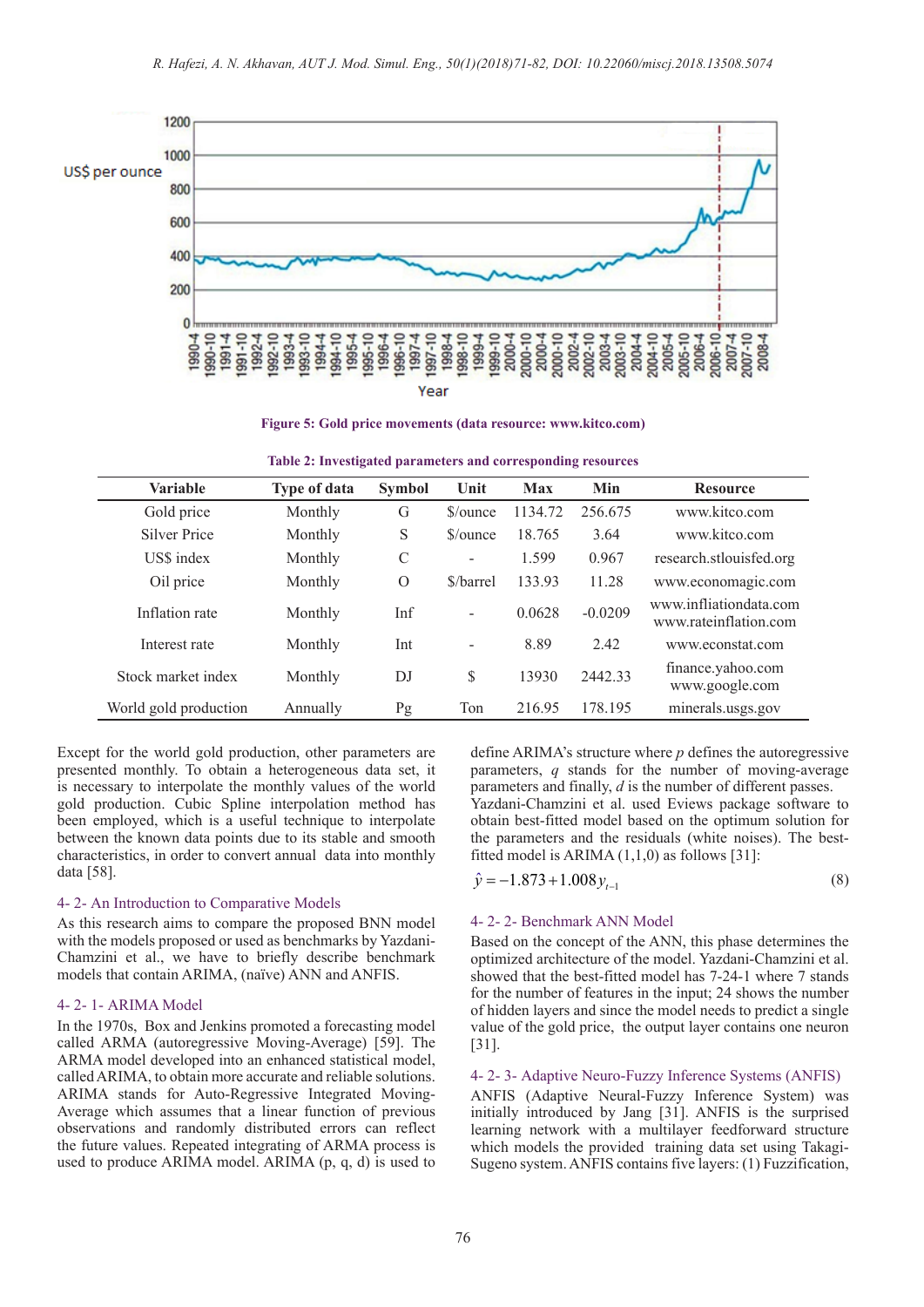Figure 5: Gold price movements (data resource: www.kitco.com)

Table 2: Investigated parameters and corresponding resources

| Variable | Type of data | Symbol | Unit | Max | Min | Resource |
|---|---|---|---|---|---|---|
| Gold price | Monthly | G | $/ounce | 1134.72 | 256.675 | www.kitco.com |
| Silver Price | Monthly | S | $/ounce | 18.765 | 3.64 | www.kitco.com |
| US$ index | Monthly | C | - | 1.599 | 0.967 | research.stlouisfed.org |
| Oil price | Monthly | O | $/barrel | 133.93 | 11.28 | www.economagic.com |
| Inflation rate | Monthly | Inf | - | 0.0628 | -0.0209 | www.infliationdata.com www.rateinflation.com |
| Interest rate | Monthly | Int | - | 8.89 | 2.42 | www.econstat.com |
| Stock market index | Monthly | DJ | $ | 13930 | 2442.33 | finance.yahoo.com www.google.com |
| World gold production | Annually | Pg | Ton | 216.95 | 178.195 | minerals.usgs.gov |

Except for the world gold production, other parameters are presented monthly. To obtain a heterogeneous data set, it is necessary to interpolate the monthly values of the world gold production. Cubic Spline interpolation method has been employed, which is a useful technique to interpolate between the known data points due to its stable and smooth characteristics, in order to convert annual data into monthly data [58].

### 4- 2- An Introduction to Comparative Models

As this research aims to compare the proposed BNN model with the models proposed or used as benchmarks by Yazdani-Chamzini et al., we have to briefly describe benchmark models that contain ARIMA, (naïve) ANN and ANFIS.

### 4- 2- 1- ARIMA Model

In the 1970s, Box and Jenkins promoted a forecasting model called ARMA (autoregressive Moving-Average) [59]. The ARMA model developed into an enhanced statistical model, called ARIMA, to obtain more accurate and reliable solutions. ARIMA stands for Auto-Regressive Integrated Moving-Average which assumes that a linear function of previous observations and randomly distributed errors can reflect the future values. Repeated integrating of ARMA process is used to produce ARIMA model. ARIMA (p, q, d) is used to define ARIMA's structure where *p* defines the autoregressive parameters, *q* stands for the number of moving-average parameters and finally, *d* is the number of different passes. Yazdani-Chamzini et al. used Eviews package software to obtain best-fitted model based on the optimum solution for the parameters and the residuals (white noises). The best-fitted model is ARIMA (1,1,0) as follows [31]:

$$\hat{y} = -1.873 + 1.008 y_{t-1} \tag{8}$$

### 4- 2- 2- Benchmark ANN Model

Based on the concept of the ANN, this phase determines the optimized architecture of the model. Yazdani-Chamzini et al. showed that the best-fitted model has 7-24-1 where 7 stands for the number of features in the input; 24 shows the number of hidden layers and since the model needs to predict a single value of the gold price, the output layer contains one neuron [31].

### 4- 2- 3- Adaptive Neuro-Fuzzy Inference Systems (ANFIS)

ANFIS (Adaptive Neural-Fuzzy Inference System) was initially introduced by Jang [31]. ANFIS is the surprised learning network with a multilayer feedforward structure which models the provided training data set using Takagi-Sugeno system. ANFIS contains five layers: (1) Fuzzification,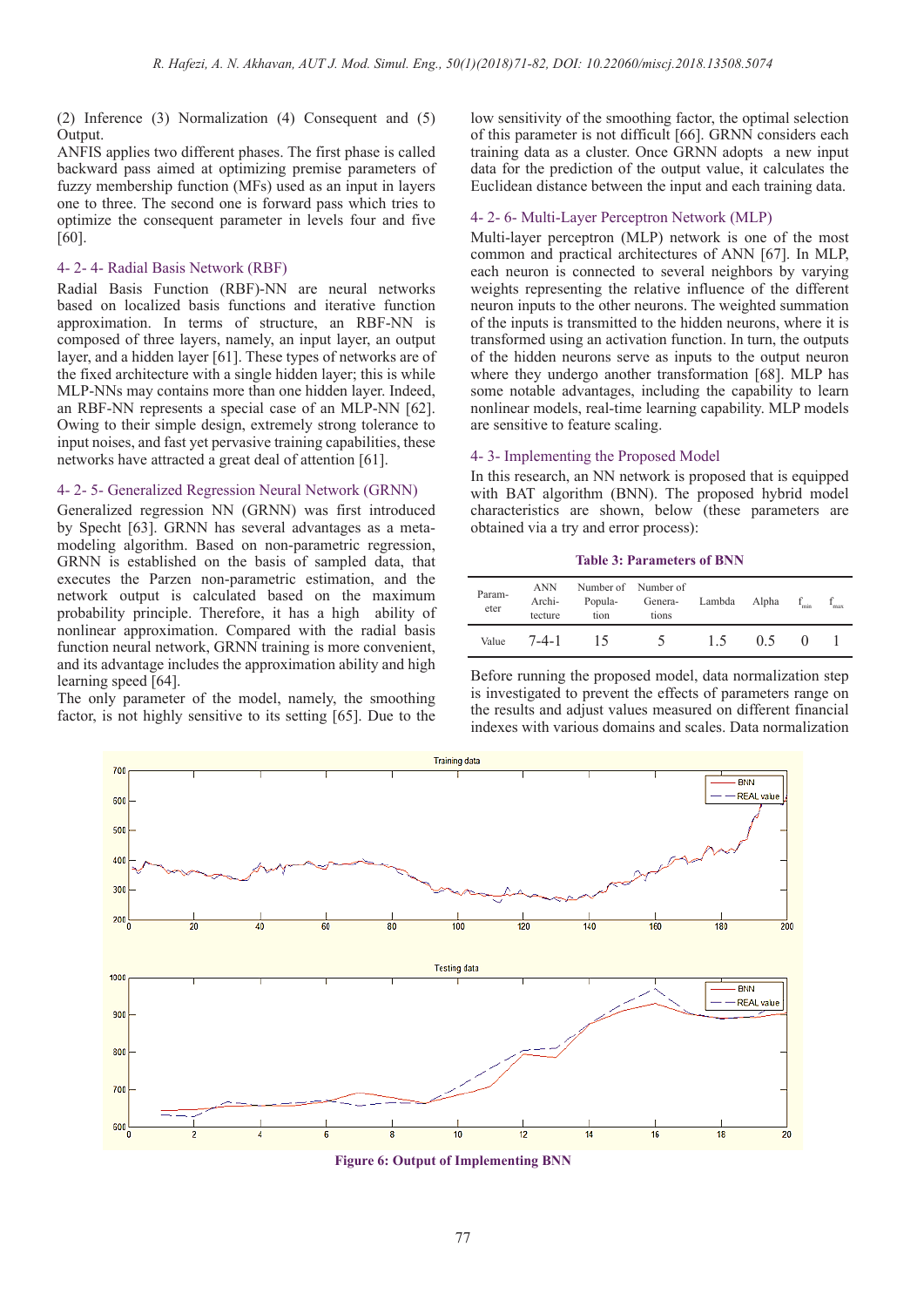(2) Inference (3) Normalization (4) Consequent and (5) Output.

ANFIS applies two different phases. The first phase is called backward pass aimed at optimizing premise parameters of fuzzy membership function (MFs) used as an input in layers one to three. The second one is forward pass which tries to optimize the consequent parameter in levels four and five [60].

### 4- 2- 4- Radial Basis Network (RBF)

Radial Basis Function (RBF)-NN are neural networks based on localized basis functions and iterative function approximation. In terms of structure, an RBF-NN is composed of three layers, namely, an input layer, an output layer, and a hidden layer [61]. These types of networks are of the fixed architecture with a single hidden layer; this is while MLP-NNs may contains more than one hidden layer. Indeed, an RBF-NN represents a special case of an MLP-NN [62]. Owing to their simple design, extremely strong tolerance to input noises, and fast yet pervasive training capabilities, these networks have attracted a great deal of attention [61].

### 4- 2- 5- Generalized Regression Neural Network (GRNN)

Generalized regression NN (GRNN) was first introduced by Specht [63]. GRNN has several advantages as a meta-modeling algorithm. Based on non-parametric regression, GRNN is established on the basis of sampled data, that executes the Parzen non-parametric estimation, and the network output is calculated based on the maximum probability principle. Therefore, it has a high ability of nonlinear approximation. Compared with the radial basis function neural network, GRNN training is more convenient, and its advantage includes the approximation ability and high learning speed [64].

The only parameter of the model, namely, the smoothing factor, is not highly sensitive to its setting [65]. Due to the low sensitivity of the smoothing factor, the optimal selection of this parameter is not difficult [66]. GRNN considers each training data as a cluster. Once GRNN adopts a new input data for the prediction of the output value, it calculates the Euclidean distance between the input and each training data.

### 4- 2- 6- Multi-Layer Perceptron Network (MLP)

Multi-layer perceptron (MLP) network is one of the most common and practical architectures of ANN [67]. In MLP, each neuron is connected to several neighbors by varying weights representing the relative influence of the different neuron inputs to the other neurons. The weighted summation of the inputs is transmitted to the hidden neurons, where it is transformed using an activation function. In turn, the outputs of the hidden neurons serve as inputs to the output neuron where they undergo another transformation [68]. MLP has some notable advantages, including the capability to learn nonlinear models, real-time learning capability. MLP models are sensitive to feature scaling.

## 4- 3- Implementing the Proposed Model

In this research, an NN network is proposed that is equipped with BAT algorithm (BNN). The proposed hybrid model characteristics are shown, below (these parameters are obtained via a try and error process):

**Table 3: Parameters of BNN**

| Parameter | ANN Architecture | Number of Population | Number of Generations | Lambda | Alpha | $f_{min}$ | $f_{max}$ |
|---|---|---|---|---|---|---|---|
| Value | 7-4-1 | 15 | 5 | 1.5 | 0.5 | 0 | 1 |

Before running the proposed model, data normalization step is investigated to prevent the effects of parameters range on the results and adjust values measured on different financial indexes with various domains and scales. Data normalization

**Figure 6: Output of Implementing BNN**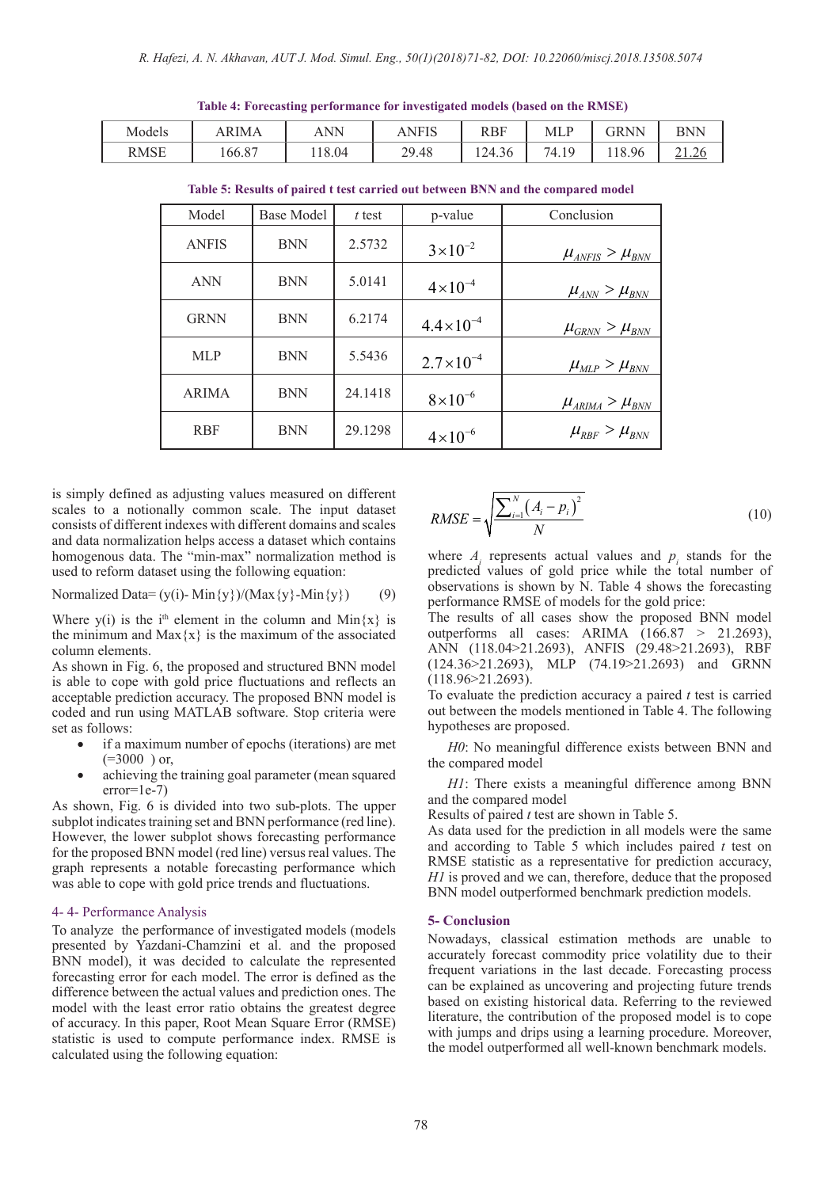**Table 4: Forecasting performance for investigated models (based on the RMSE)**

| Models | ARIMA | ANN | ANFIS | RBF | MLP | GRNN | BNN |
|---|---|---|---|---|---|---|---|
| RMSE | 166.87 | 118.04 | 29.48 | 124.36 | 74.19 | 118.96 | 21.26 |

**Table 5: Results of paired t test carried out between BNN and the compared model**

| Model | Base Model | *t* test | p-value | Conclusion |
|---|---|---|---|---|
| ANFIS | BNN | 2.5732 | $3\times10^{-2}$ | $\mu_{ANFIS} > \mu_{BNN}$ |
| ANN | BNN | 5.0141 | $4\times10^{-4}$ | $\mu_{ANN} > \mu_{BNN}$ |
| GRNN | BNN | 6.2174 | $4.4\times10^{-4}$ | $\mu_{GRNN} > \mu_{BNN}$ |
| MLP | BNN | 5.5436 | $2.7\times10^{-4}$ | $\mu_{MLP} > \mu_{BNN}$ |
| ARIMA | BNN | 24.1418 | $8\times10^{-6}$ | $\mu_{ARIMA} > \mu_{BNN}$ |
| RBF | BNN | 29.1298 | $4\times10^{-6}$ | $\mu_{RBF} > \mu_{BNN}$ |

is simply defined as adjusting values measured on different scales to a notionally common scale. The input dataset consists of different indexes with different domains and scales and data normalization helps access a dataset which contains homogenous data. The "min-max" normalization method is used to reform dataset using the following equation:

$$\text{Normalized Data}= (y(i)- \text{Min}\{y\})/(\text{Max}\{y\}-\text{Min}\{y\}) \qquad (9)$$

Where y(i) is the i[th] element in the column and Min{x} is the minimum and Max{x} is the maximum of the associated column elements.

As shown in Fig. 6, the proposed and structured BNN model is able to cope with gold price fluctuations and reflects an acceptable prediction accuracy. The proposed BNN model is coded and run using MATLAB software. Stop criteria were set as follows:

- if a maximum number of epochs (iterations) are met (=3000 ) or,
- achieving the training goal parameter (mean squared error=1e-7)

As shown, Fig. 6 is divided into two sub-plots. The upper subplot indicates training set and BNN performance (red line). However, the lower subplot shows forecasting performance for the proposed BNN model (red line) versus real values. The graph represents a notable forecasting performance which was able to cope with gold price trends and fluctuations.

### 4- 4- Performance Analysis

To analyze the performance of investigated models (models presented by Yazdani-Chamzini et al. and the proposed BNN model), it was decided to calculate the represented forecasting error for each model. The error is defined as the difference between the actual values and prediction ones. The model with the least error ratio obtains the greatest degree of accuracy. In this paper, Root Mean Square Error (RMSE) statistic is used to compute performance index. RMSE is calculated using the following equation:

$$RMSE = \sqrt{\frac{\sum_{i=1}^{N}\left(A_i - p_i\right)^2}{N}} \qquad (10)$$

where $A_i$ represents actual values and $p_i$ stands for the predicted values of gold price while the total number of observations is shown by N. Table 4 shows the forecasting performance RMSE of models for the gold price:

The results of all cases show the proposed BNN model outperforms all cases: ARIMA (166.87 > 21.2693), ANN (118.04>21.2693), ANFIS (29.48>21.2693), RBF (124.36>21.2693), MLP (74.19>21.2693) and GRNN (118.96>21.2693).

To evaluate the prediction accuracy a paired *t* test is carried out between the models mentioned in Table 4. The following hypotheses are proposed.

*H0*: No meaningful difference exists between BNN and the compared model

*H1*: There exists a meaningful difference among BNN and the compared model

Results of paired *t* test are shown in Table 5.

As data used for the prediction in all models were the same and according to Table 5 which includes paired *t* test on RMSE statistic as a representative for prediction accuracy, *H1* is proved and we can, therefore, deduce that the proposed BNN model outperformed benchmark prediction models.

## 5- Conclusion

Nowadays, classical estimation methods are unable to accurately forecast commodity price volatility due to their frequent variations in the last decade. Forecasting process can be explained as uncovering and projecting future trends based on existing historical data. Referring to the reviewed literature, the contribution of the proposed model is to cope with jumps and drips using a learning procedure. Moreover, the model outperformed all well-known benchmark models.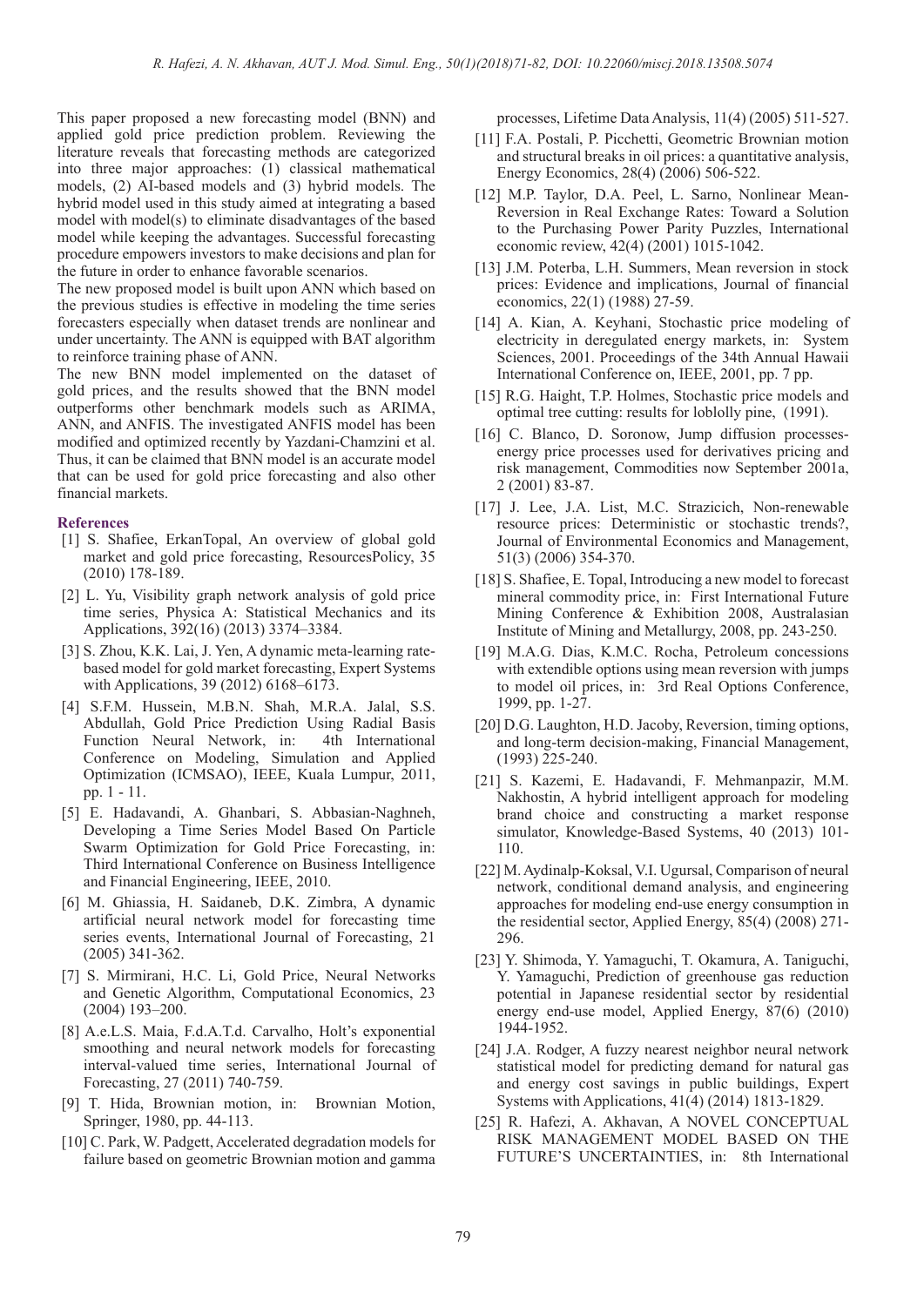This paper proposed a new forecasting model (BNN) and applied gold price prediction problem. Reviewing the literature reveals that forecasting methods are categorized into three major approaches: (1) classical mathematical models, (2) AI-based models and (3) hybrid models. The hybrid model used in this study aimed at integrating a based model with model(s) to eliminate disadvantages of the based model while keeping the advantages. Successful forecasting procedure empowers investors to make decisions and plan for the future in order to enhance favorable scenarios.

The new proposed model is built upon ANN which based on the previous studies is effective in modeling the time series forecasters especially when dataset trends are nonlinear and under uncertainty. The ANN is equipped with BAT algorithm to reinforce training phase of ANN.

The new BNN model implemented on the dataset of gold prices, and the results showed that the BNN model outperforms other benchmark models such as ARIMA, ANN, and ANFIS. The investigated ANFIS model has been modified and optimized recently by Yazdani-Chamzini et al. Thus, it can be claimed that BNN model is an accurate model that can be used for gold price forecasting and also other financial markets.

## References

[1] S. Shafiee, ErkanTopal, An overview of global gold market and gold price forecasting, ResourcesPolicy, 35 (2010) 178-189.

[2] L. Yu, Visibility graph network analysis of gold price time series, Physica A: Statistical Mechanics and its Applications, 392(16) (2013) 3374–3384.

[3] S. Zhou, K.K. Lai, J. Yen, A dynamic meta-learning rate-based model for gold market forecasting, Expert Systems with Applications, 39 (2012) 6168–6173.

[4] S.F.M. Hussein, M.B.N. Shah, M.R.A. Jalal, S.S. Abdullah, Gold Price Prediction Using Radial Basis Function Neural Network, in: 4th International Conference on Modeling, Simulation and Applied Optimization (ICMSAO), IEEE, Kuala Lumpur, 2011, pp. 1 - 11.

[5] E. Hadavandi, A. Ghanbari, S. Abbasian-Naghneh, Developing a Time Series Model Based On Particle Swarm Optimization for Gold Price Forecasting, in: Third International Conference on Business Intelligence and Financial Engineering, IEEE, 2010.

[6] M. Ghiassia, H. Saidaneb, D.K. Zimbra, A dynamic artificial neural network model for forecasting time series events, International Journal of Forecasting, 21 (2005) 341-362.

[7] S. Mirmirani, H.C. Li, Gold Price, Neural Networks and Genetic Algorithm, Computational Economics, 23 (2004) 193–200.

[8] A.e.L.S. Maia, F.d.A.T.d. Carvalho, Holt's exponential smoothing and neural network models for forecasting interval-valued time series, International Journal of Forecasting, 27 (2011) 740-759.

[9] T. Hida, Brownian motion, in: Brownian Motion, Springer, 1980, pp. 44-113.

[10] C. Park, W. Padgett, Accelerated degradation models for failure based on geometric Brownian motion and gamma processes, Lifetime Data Analysis, 11(4) (2005) 511-527.

[11] F.A. Postali, P. Picchetti, Geometric Brownian motion and structural breaks in oil prices: a quantitative analysis, Energy Economics, 28(4) (2006) 506-522.

[12] M.P. Taylor, D.A. Peel, L. Sarno, Nonlinear Mean-Reversion in Real Exchange Rates: Toward a Solution to the Purchasing Power Parity Puzzles, International economic review, 42(4) (2001) 1015-1042.

[13] J.M. Poterba, L.H. Summers, Mean reversion in stock prices: Evidence and implications, Journal of financial economics, 22(1) (1988) 27-59.

[14] A. Kian, A. Keyhani, Stochastic price modeling of electricity in deregulated energy markets, in: System Sciences, 2001. Proceedings of the 34th Annual Hawaii International Conference on, IEEE, 2001, pp. 7 pp.

[15] R.G. Haight, T.P. Holmes, Stochastic price models and optimal tree cutting: results for loblolly pine, (1991).

[16] C. Blanco, D. Soronow, Jump diffusion processes-energy price processes used for derivatives pricing and risk management, Commodities now September 2001a, 2 (2001) 83-87.

[17] J. Lee, J.A. List, M.C. Strazicich, Non-renewable resource prices: Deterministic or stochastic trends?, Journal of Environmental Economics and Management, 51(3) (2006) 354-370.

[18] S. Shafiee, E. Topal, Introducing a new model to forecast mineral commodity price, in: First International Future Mining Conference & Exhibition 2008, Australasian Institute of Mining and Metallurgy, 2008, pp. 243-250.

[19] M.A.G. Dias, K.M.C. Rocha, Petroleum concessions with extendible options using mean reversion with jumps to model oil prices, in: 3rd Real Options Conference, 1999, pp. 1-27.

[20] D.G. Laughton, H.D. Jacoby, Reversion, timing options, and long-term decision-making, Financial Management, (1993) 225-240.

[21] S. Kazemi, E. Hadavandi, F. Mehmanpazir, M.M. Nakhostin, A hybrid intelligent approach for modeling brand choice and constructing a market response simulator, Knowledge-Based Systems, 40 (2013) 101-110.

[22] M. Aydinalp-Koksal, V.I. Ugursal, Comparison of neural network, conditional demand analysis, and engineering approaches for modeling end-use energy consumption in the residential sector, Applied Energy, 85(4) (2008) 271-296.

[23] Y. Shimoda, Y. Yamaguchi, T. Okamura, A. Taniguchi, Y. Yamaguchi, Prediction of greenhouse gas reduction potential in Japanese residential sector by residential energy end-use model, Applied Energy, 87(6) (2010) 1944-1952.

[24] J.A. Rodger, A fuzzy nearest neighbor neural network statistical model for predicting demand for natural gas and energy cost savings in public buildings, Expert Systems with Applications, 41(4) (2014) 1813-1829.

[25] R. Hafezi, A. Akhavan, A NOVEL CONCEPTUAL RISK MANAGEMENT MODEL BASED ON THE FUTURE'S UNCERTAINTIES, in: 8th International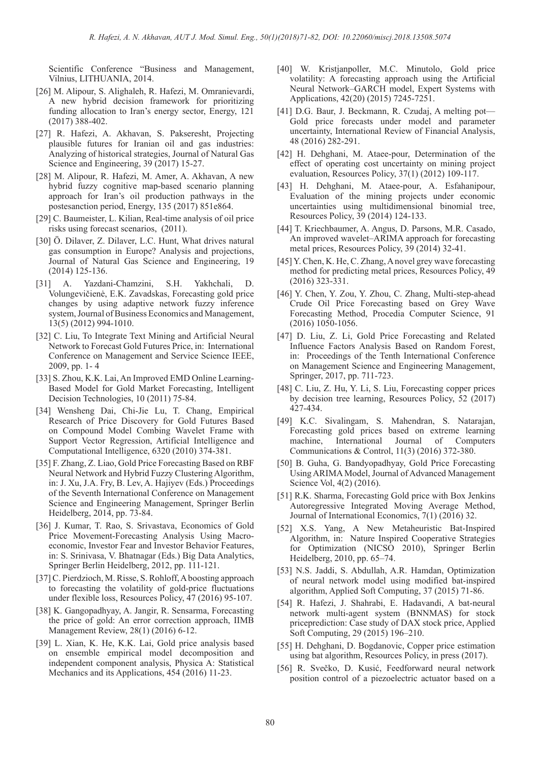Scientific Conference "Business and Management, Vilnius, LITHUANIA, 2014.

[26] M. Alipour, S. Alighaleh, R. Hafezi, M. Omranievardi, A new hybrid decision framework for prioritizing funding allocation to Iran's energy sector, Energy, 121 (2017) 388-402.

[27] R. Hafezi, A. Akhavan, S. Pakseresht, Projecting plausible futures for Iranian oil and gas industries: Analyzing of historical strategies, Journal of Natural Gas Science and Engineering, 39 (2017) 15-27.

[28] M. Alipour, R. Hafezi, M. Amer, A. Akhavan, A new hybrid fuzzy cognitive map-based scenario planning approach for Iran's oil production pathways in the postesanction period, Energy, 135 (2017) 851e864.

[29] C. Baumeister, L. Kilian, Real-time analysis of oil price risks using forecast scenarios, (2011).

[30] Ö. Dilaver, Z. Dilaver, L.C. Hunt, What drives natural gas consumption in Europe? Analysis and projections, Journal of Natural Gas Science and Engineering, 19 (2014) 125-136.

[31] A. Yazdani-Chamzini, S.H. Yakhchali, D. Volungevičienė, E.K. Zavadskas, Forecasting gold price changes by using adaptive network fuzzy inference system, Journal of Business Economics and Management, 13(5) (2012) 994-1010.

[32] C. Liu, To Integrate Text Mining and Artificial Neural Network to Forecast Gold Futures Price, in: International Conference on Management and Service Science IEEE, 2009, pp. 1- 4

[33] S. Zhou, K.K. Lai, An Improved EMD Online Learning-Based Model for Gold Market Forecasting, Intelligent Decision Technologies, 10 (2011) 75-84.

[34] Wensheng Dai, Chi-Jie Lu, T. Chang, Empirical Research of Price Discovery for Gold Futures Based on Compound Model Combing Wavelet Frame with Support Vector Regression, Artificial Intelligence and Computational Intelligence, 6320 (2010) 374-381.

[35] F. Zhang, Z. Liao, Gold Price Forecasting Based on RBF Neural Network and Hybrid Fuzzy Clustering Algorithm, in: J. Xu, J.A. Fry, B. Lev, A. Hajiyev (Eds.) Proceedings of the Seventh International Conference on Management Science and Engineering Management, Springer Berlin Heidelberg, 2014, pp. 73-84.

[36] J. Kumar, T. Rao, S. Srivastava, Economics of Gold Price Movement-Forecasting Analysis Using Macro-economic, Investor Fear and Investor Behavior Features, in: S. Srinivasa, V. Bhatnagar (Eds.) Big Data Analytics, Springer Berlin Heidelberg, 2012, pp. 111-121.

[37] C. Pierdzioch, M. Risse, S. Rohloff, A boosting approach to forecasting the volatility of gold-price fluctuations under flexible loss, Resources Policy, 47 (2016) 95-107.

[38] K. Gangopadhyay, A. Jangir, R. Sensarma, Forecasting the price of gold: An error correction approach, IIMB Management Review, 28(1) (2016) 6-12.

[39] L. Xian, K. He, K.K. Lai, Gold price analysis based on ensemble empirical model decomposition and independent component analysis, Physica A: Statistical Mechanics and its Applications, 454 (2016) 11-23.

[40] W. Kristjanpoller, M.C. Minutolo, Gold price volatility: A forecasting approach using the Artificial Neural Network–GARCH model, Expert Systems with Applications, 42(20) (2015) 7245-7251.

[41] D.G. Baur, J. Beckmann, R. Czudaj, A melting pot—Gold price forecasts under model and parameter uncertainty, International Review of Financial Analysis, 48 (2016) 282-291.

[42] H. Dehghani, M. Ataee-pour, Determination of the effect of operating cost uncertainty on mining project evaluation, Resources Policy, 37(1) (2012) 109-117.

[43] H. Dehghani, M. Ataee-pour, A. Esfahanipour, Evaluation of the mining projects under economic uncertainties using multidimensional binomial tree, Resources Policy, 39 (2014) 124-133.

[44] T. Kriechbaumer, A. Angus, D. Parsons, M.R. Casado, An improved wavelet–ARIMA approach for forecasting metal prices, Resources Policy, 39 (2014) 32-41.

[45] Y. Chen, K. He, C. Zhang, A novel grey wave forecasting method for predicting metal prices, Resources Policy, 49 (2016) 323-331.

[46] Y. Chen, Y. Zou, Y. Zhou, C. Zhang, Multi-step-ahead Crude Oil Price Forecasting based on Grey Wave Forecasting Method, Procedia Computer Science, 91 (2016) 1050-1056.

[47] D. Liu, Z. Li, Gold Price Forecasting and Related Influence Factors Analysis Based on Random Forest, in: Proceedings of the Tenth International Conference on Management Science and Engineering Management, Springer, 2017, pp. 711-723.

[48] C. Liu, Z. Hu, Y. Li, S. Liu, Forecasting copper prices by decision tree learning, Resources Policy, 52 (2017) 427-434.

[49] K.C. Sivalingam, S. Mahendran, S. Natarajan, Forecasting gold prices based on extreme learning machine, International Journal of Computers Communications & Control, 11(3) (2016) 372-380.

[50] B. Guha, G. Bandyopadhyay, Gold Price Forecasting Using ARIMA Model, Journal of Advanced Management Science Vol, 4(2) (2016).

[51] R.K. Sharma, Forecasting Gold price with Box Jenkins Autoregressive Integrated Moving Average Method, Journal of International Economics, 7(1) (2016) 32.

[52] X.S. Yang, A New Metaheuristic Bat-Inspired Algorithm, in: Nature Inspired Cooperative Strategies for Optimization (NICSO 2010), Springer Berlin Heidelberg, 2010, pp. 65–74.

[53] N.S. Jaddi, S. Abdullah, A.R. Hamdan, Optimization of neural network model using modified bat-inspired algorithm, Applied Soft Computing, 37 (2015) 71-86.

[54] R. Hafezi, J. Shahrabi, E. Hadavandi, A bat-neural network multi-agent system (BNNMAS) for stock priceprediction: Case study of DAX stock price, Applied Soft Computing, 29 (2015) 196–210.

[55] H. Dehghani, D. Bogdanovic, Copper price estimation using bat algorithm, Resources Policy, in press (2017).

[56] R. Svečko, D. Kusić, Feedforward neural network position control of a piezoelectric actuator based on a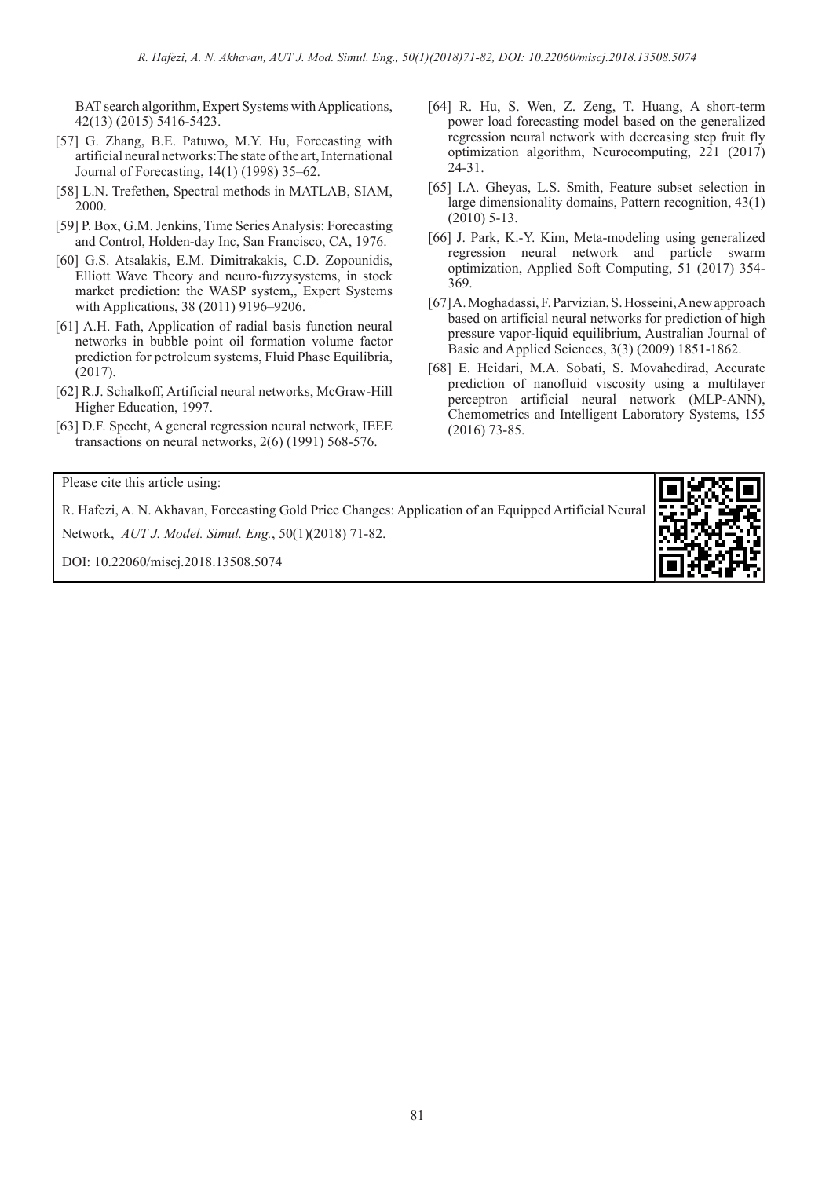BAT search algorithm, Expert Systems with Applications, 42(13) (2015) 5416-5423.

[57] G. Zhang, B.E. Patuwo, M.Y. Hu, Forecasting with artificial neural networks:The state of the art, International Journal of Forecasting, 14(1) (1998) 35–62.

[58] L.N. Trefethen, Spectral methods in MATLAB, SIAM, 2000.

[59] P. Box, G.M. Jenkins, Time Series Analysis: Forecasting and Control, Holden-day Inc, San Francisco, CA, 1976.

[60] G.S. Atsalakis, E.M. Dimitrakakis, C.D. Zopounidis, Elliott Wave Theory and neuro-fuzzysystems, in stock market prediction: the WASP system,, Expert Systems with Applications, 38 (2011) 9196–9206.

[61] A.H. Fath, Application of radial basis function neural networks in bubble point oil formation volume factor prediction for petroleum systems, Fluid Phase Equilibria, (2017).

[62] R.J. Schalkoff, Artificial neural networks, McGraw-Hill Higher Education, 1997.

[63] D.F. Specht, A general regression neural network, IEEE transactions on neural networks, 2(6) (1991) 568-576.

[64] R. Hu, S. Wen, Z. Zeng, T. Huang, A short-term power load forecasting model based on the generalized regression neural network with decreasing step fruit fly optimization algorithm, Neurocomputing, 221 (2017) 24-31.

[65] I.A. Gheyas, L.S. Smith, Feature subset selection in large dimensionality domains, Pattern recognition, 43(1) (2010) 5-13.

[66] J. Park, K.-Y. Kim, Meta-modeling using generalized regression neural network and particle swarm optimization, Applied Soft Computing, 51 (2017) 354-369.

[67] A. Moghadassi, F. Parvizian, S. Hosseini, A new approach based on artificial neural networks for prediction of high pressure vapor-liquid equilibrium, Australian Journal of Basic and Applied Sciences, 3(3) (2009) 1851-1862.

[68] E. Heidari, M.A. Sobati, S. Movahedirad, Accurate prediction of nanofluid viscosity using a multilayer perceptron artificial neural network (MLP-ANN), Chemometrics and Intelligent Laboratory Systems, 155 (2016) 73-85.

Please cite this article using:

R. Hafezi, A. N. Akhavan, Forecasting Gold Price Changes: Application of an Equipped Artificial Neural Network, *AUT J. Model. Simul. Eng.*, 50(1)(2018) 71-82.

DOI: 10.22060/miscj.2018.13508.5074